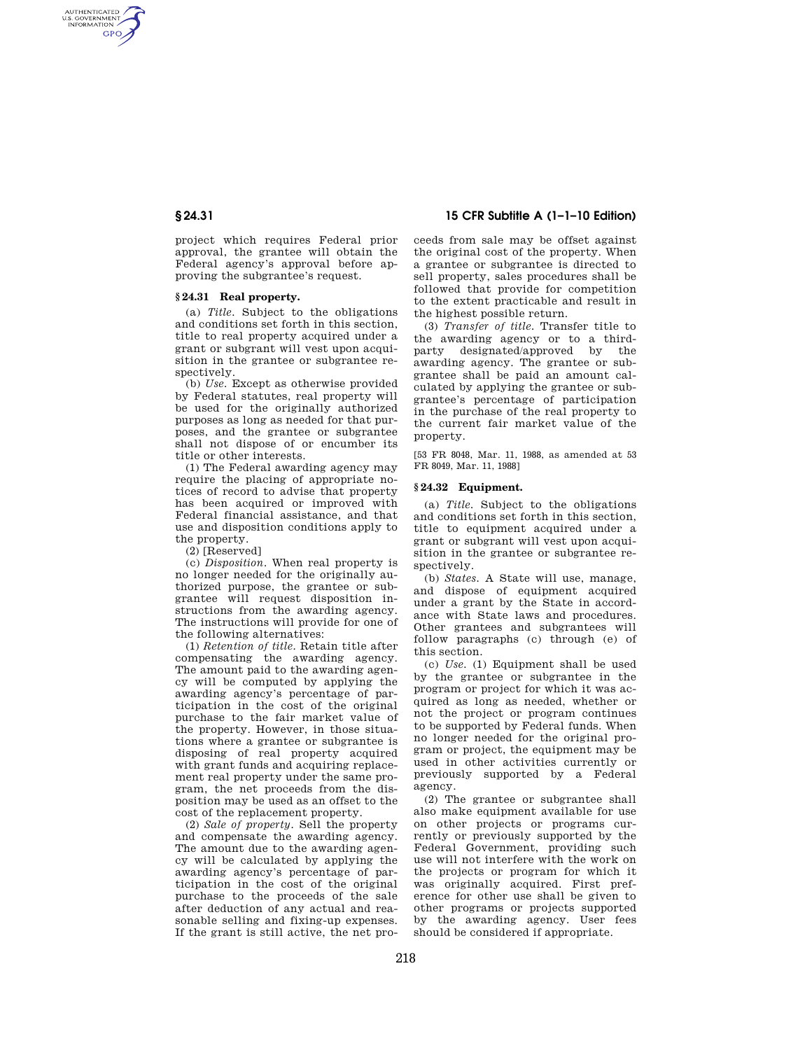project which requires Federal prior approval, the grantee will obtain the Federal agency's approval before approving the subgrantee's request.

### § 24.31 Real property.

(a) *Title.* Subject to the obligations and conditions set forth in this section, title to real property acquired under a grant or subgrant will vest upon acquisition in the grantee or subgrantee respectively.

(b) *Use.* Except as otherwise provided by Federal statutes, real property will be used for the originally authorized purposes as long as needed for that purposes, and the grantee or subgrantee shall not dispose of or encumber its title or other interests.

(1) The Federal awarding agency may require the placing of appropriate notices of record to advise that property has been acquired or improved with Federal financial assistance, and that use and disposition conditions apply to the property.

(2) [Reserved]

(c) *Disposition.* When real property is no longer needed for the originally authorized purpose, the grantee or subgrantee will request disposition instructions from the awarding agency. The instructions will provide for one of the following alternatives:

(1) *Retention of title.* Retain title after compensating the awarding agency. The amount paid to the awarding agency will be computed by applying the awarding agency's percentage of participation in the cost of the original purchase to the fair market value of the property. However, in those situations where a grantee or subgrantee is disposing of real property acquired with grant funds and acquiring replacement real property under the same program, the net proceeds from the disposition may be used as an offset to the cost of the replacement property.

(2) *Sale of property.* Sell the property and compensate the awarding agency. The amount due to the awarding agency will be calculated by applying the awarding agency's percentage of participation in the cost of the original purchase to the proceeds of the sale after deduction of any actual and reasonable selling and fixing-up expenses. If the grant is still active, the net proceeds from sale may be offset against the original cost of the property. When a grantee or subgrantee is directed to sell property, sales procedures shall be followed that provide for competition to the extent practicable and result in the highest possible return.

(3) *Transfer of title.* Transfer title to the awarding agency or to a third-party designated/approved by the awarding agency. The grantee or subgrantee shall be paid an amount calculated by applying the grantee or subgrantee's percentage of participation in the purchase of the real property to the current fair market value of the property.

[53 FR 8048, Mar. 11, 1988, as amended at 53 FR 8049, Mar. 11, 1988]

### § 24.32 Equipment.

(a) *Title.* Subject to the obligations and conditions set forth in this section, title to equipment acquired under a grant or subgrant will vest upon acquisition in the grantee or subgrantee respectively.

(b) *States.* A State will use, manage, and dispose of equipment acquired under a grant by the State in accordance with State laws and procedures. Other grantees and subgrantees will follow paragraphs (c) through (e) of this section.

(c) *Use.* (1) Equipment shall be used by the grantee or subgrantee in the program or project for which it was acquired as long as needed, whether or not the project or program continues to be supported by Federal funds. When no longer needed for the original program or project, the equipment may be used in other activities currently or previously supported by a Federal agency.

(2) The grantee or subgrantee shall also make equipment available for use on other projects or programs currently or previously supported by the Federal Government, providing such use will not interfere with the work on the projects or program for which it was originally acquired. First preference for other use shall be given to other programs or projects supported by the awarding agency. User fees should be considered if appropriate.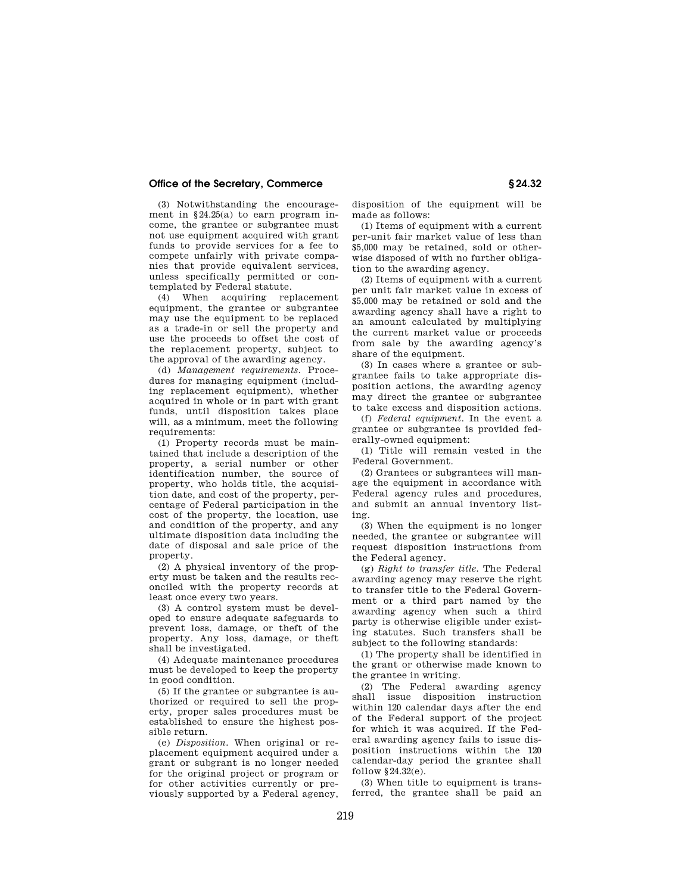(3) Notwithstanding the encouragement in §24.25(a) to earn program income, the grantee or subgrantee must not use equipment acquired with grant funds to provide services for a fee to compete unfairly with private companies that provide equivalent services, unless specifically permitted or contemplated by Federal statute.

(4) When acquiring replacement equipment, the grantee or subgrantee may use the equipment to be replaced as a trade-in or sell the property and use the proceeds to offset the cost of the replacement property, subject to the approval of the awarding agency.

(d) *Management requirements.* Procedures for managing equipment (including replacement equipment), whether acquired in whole or in part with grant funds, until disposition takes place will, as a minimum, meet the following requirements:

(1) Property records must be maintained that include a description of the property, a serial number or other identification number, the source of property, who holds title, the acquisition date, and cost of the property, percentage of Federal participation in the cost of the property, the location, use and condition of the property, and any ultimate disposition data including the date of disposal and sale price of the property.

(2) A physical inventory of the property must be taken and the results reconciled with the property records at least once every two years.

(3) A control system must be developed to ensure adequate safeguards to prevent loss, damage, or theft of the property. Any loss, damage, or theft shall be investigated.

(4) Adequate maintenance procedures must be developed to keep the property in good condition.

(5) If the grantee or subgrantee is authorized or required to sell the property, proper sales procedures must be established to ensure the highest possible return.

(e) *Disposition.* When original or replacement equipment acquired under a grant or subgrant is no longer needed for the original project or program or for other activities currently or previously supported by a Federal agency, disposition of the equipment will be made as follows:

(1) Items of equipment with a current per-unit fair market value of less than $5,000 may be retained, sold or otherwise disposed of with no further obligation to the awarding agency.

(2) Items of equipment with a current per unit fair market value in excess of $5,000 may be retained or sold and the awarding agency shall have a right to an amount calculated by multiplying the current market value or proceeds from sale by the awarding agency's share of the equipment.

(3) In cases where a grantee or subgrantee fails to take appropriate disposition actions, the awarding agency may direct the grantee or subgrantee to take excess and disposition actions.

(f) *Federal equipment.* In the event a grantee or subgrantee is provided federally-owned equipment:

(1) Title will remain vested in the Federal Government.

(2) Grantees or subgrantees will manage the equipment in accordance with Federal agency rules and procedures, and submit an annual inventory listing.

(3) When the equipment is no longer needed, the grantee or subgrantee will request disposition instructions from the Federal agency.

(g) *Right to transfer title.* The Federal awarding agency may reserve the right to transfer title to the Federal Government or a third part named by the awarding agency when such a third party is otherwise eligible under existing statutes. Such transfers shall be subject to the following standards:

(1) The property shall be identified in the grant or otherwise made known to the grantee in writing.

(2) The Federal awarding agency shall issue disposition instruction within 120 calendar days after the end of the Federal support of the project for which it was acquired. If the Federal awarding agency fails to issue disposition instructions within the 120 calendar-day period the grantee shall follow §24.32(e).

(3) When title to equipment is transferred, the grantee shall be paid an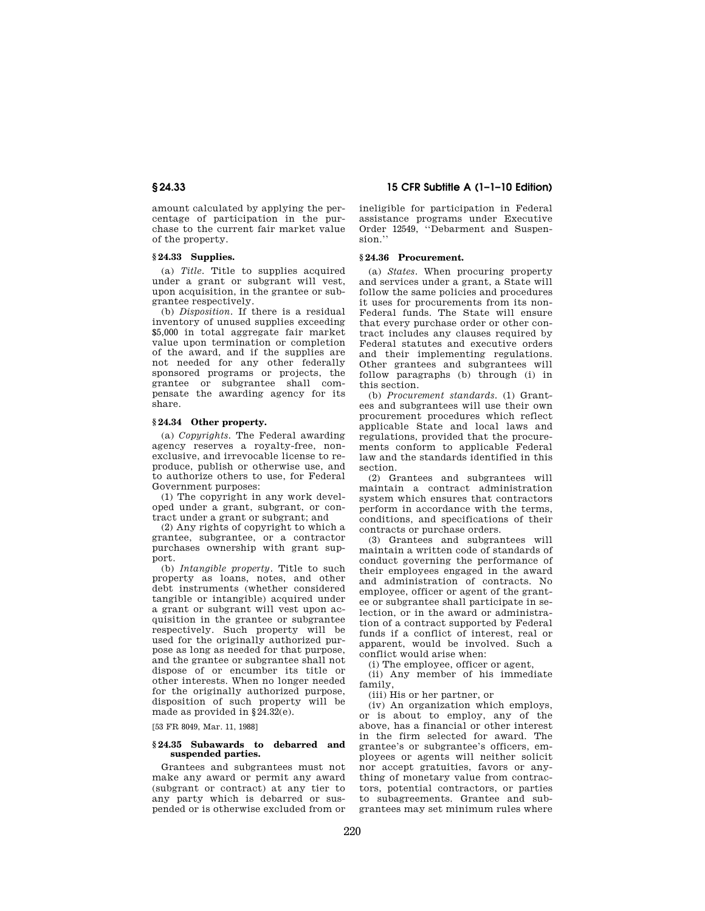amount calculated by applying the percentage of participation in the purchase to the current fair market value of the property.

### § 24.33 Supplies.

(a) *Title*. Title to supplies acquired under a grant or subgrant will vest, upon acquisition, in the grantee or subgrantee respectively.

(b) *Disposition*. If there is a residual inventory of unused supplies exceeding $5,000 in total aggregate fair market value upon termination or completion of the award, and if the supplies are not needed for any other federally sponsored programs or projects, the grantee or subgrantee shall compensate the awarding agency for its share.

### § 24.34 Other property.

(a) *Copyrights*. The Federal awarding agency reserves a royalty-free, nonexclusive, and irrevocable license to reproduce, publish or otherwise use, and to authorize others to use, for Federal Government purposes:

(1) The copyright in any work developed under a grant, subgrant, or contract under a grant or subgrant; and

(2) Any rights of copyright to which a grantee, subgrantee, or a contractor purchases ownership with grant support.

(b) *Intangible property*. Title to such property as loans, notes, and other debt instruments (whether considered tangible or intangible) acquired under a grant or subgrant will vest upon acquisition in the grantee or subgrantee respectively. Such property will be used for the originally authorized purpose as long as needed for that purpose, and the grantee or subgrantee shall not dispose of or encumber its title or other interests. When no longer needed for the originally authorized purpose, disposition of such property will be made as provided in § 24.32(e).

[53 FR 8049, Mar. 11, 1988]

### § 24.35 Subawards to debarred and suspended parties.

Grantees and subgrantees must not make any award or permit any award (subgrant or contract) at any tier to any party which is debarred or suspended or is otherwise excluded from or ineligible for participation in Federal assistance programs under Executive Order 12549, ''Debarment and Suspension.''

### § 24.36 Procurement.

(a) *States*. When procuring property and services under a grant, a State will follow the same policies and procedures it uses for procurements from its non-Federal funds. The State will ensure that every purchase order or other contract includes any clauses required by Federal statutes and executive orders and their implementing regulations. Other grantees and subgrantees will follow paragraphs (b) through (i) in this section.

(b) *Procurement standards*. (1) Grantees and subgrantees will use their own procurement procedures which reflect applicable State and local laws and regulations, provided that the procurements conform to applicable Federal law and the standards identified in this section.

(2) Grantees and subgrantees will maintain a contract administration system which ensures that contractors perform in accordance with the terms, conditions, and specifications of their contracts or purchase orders.

(3) Grantees and subgrantees will maintain a written code of standards of conduct governing the performance of their employees engaged in the award and administration of contracts. No employee, officer or agent of the grantee or subgrantee shall participate in selection, or in the award or administration of a contract supported by Federal funds if a conflict of interest, real or apparent, would be involved. Such a conflict would arise when:

(i) The employee, officer or agent,

(ii) Any member of his immediate family,

(iii) His or her partner, or

(iv) An organization which employs, or is about to employ, any of the above, has a financial or other interest in the firm selected for award. The grantee's or subgrantee's officers, employees or agents will neither solicit nor accept gratuities, favors or anything of monetary value from contractors, potential contractors, or parties to subagreements. Grantee and subgrantees may set minimum rules where